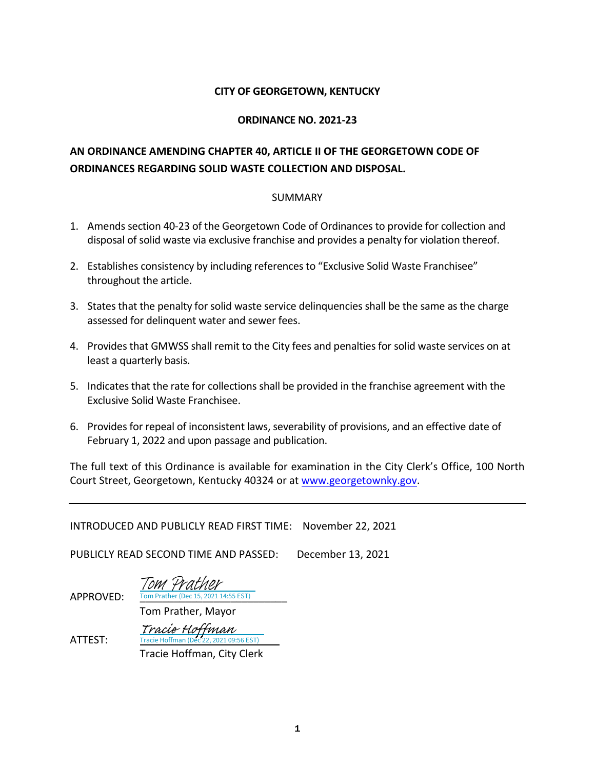**CITY OF GEORGETOWN, KENTUCKY**

**ORDINANCE NO. 2021-23**

**AN ORDINANCE AMENDING CHAPTER 40, ARTICLE II OF THE GEORGETOWN CODE OF ORDINANCES REGARDING SOLID WASTE COLLECTION AND DISPOSAL.**

SUMMARY

1. Amends section 40-23 of the Georgetown Code of Ordinances to provide for collection and disposal of solid waste via exclusive franchise and provides a penalty for violation thereof.

2. Establishes consistency by including references to "Exclusive Solid Waste Franchisee" throughout the article.

3. States that the penalty for solid waste service delinquencies shall be the same as the charge assessed for delinquent water and sewer fees.

4. Provides that GMWSS shall remit to the City fees and penalties for solid waste services on at least a quarterly basis.

5. Indicates that the rate for collections shall be provided in the franchise agreement with the Exclusive Solid Waste Franchisee.

6. Provides for repeal of inconsistent laws, severability of provisions, and an effective date of February 1, 2022 and upon passage and publication.

The full text of this Ordinance is available for examination in the City Clerk's Office, 100 North Court Street, Georgetown, Kentucky 40324 or at www.georgetownky.gov.

---

INTRODUCED AND PUBLICLY READ FIRST TIME: November 22, 2021

PUBLICLY READ SECOND TIME AND PASSED: December 13, 2021

APPROVED: *Tom Prather*
Tom Prather (Dec 15, 2021 14:55 EST)
Tom Prather, Mayor

ATTEST: *Tracie Hoffman*
Tracie Hoffman (Dec 22, 2021 09:56 EST)
Tracie Hoffman, City Clerk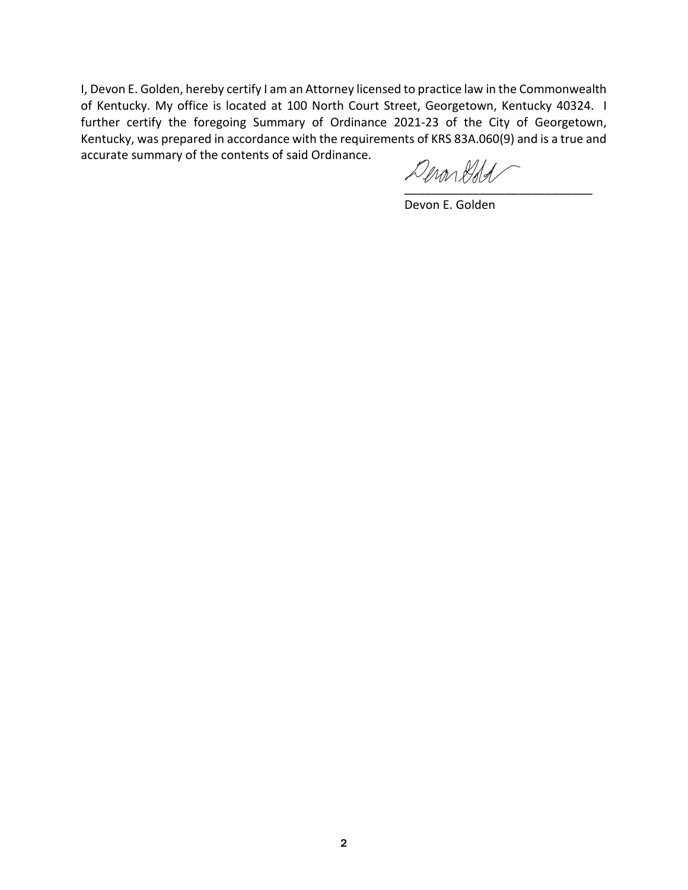I, Devon E. Golden, hereby certify I am an Attorney licensed to practice law in the Commonwealth of Kentucky. My office is located at 100 North Court Street, Georgetown, Kentucky 40324. I further certify the foregoing Summary of Ordinance 2021-23 of the City of Georgetown, Kentucky, was prepared in accordance with the requirements of KRS 83A.060(9) and is a true and accurate summary of the contents of said Ordinance.

\_\_\_\_\_\_\_\_\_\_\_\_\_\_\_\_\_\_\_\_\_\_\_\_\_\_\_\_\_\_

Devon E. Golden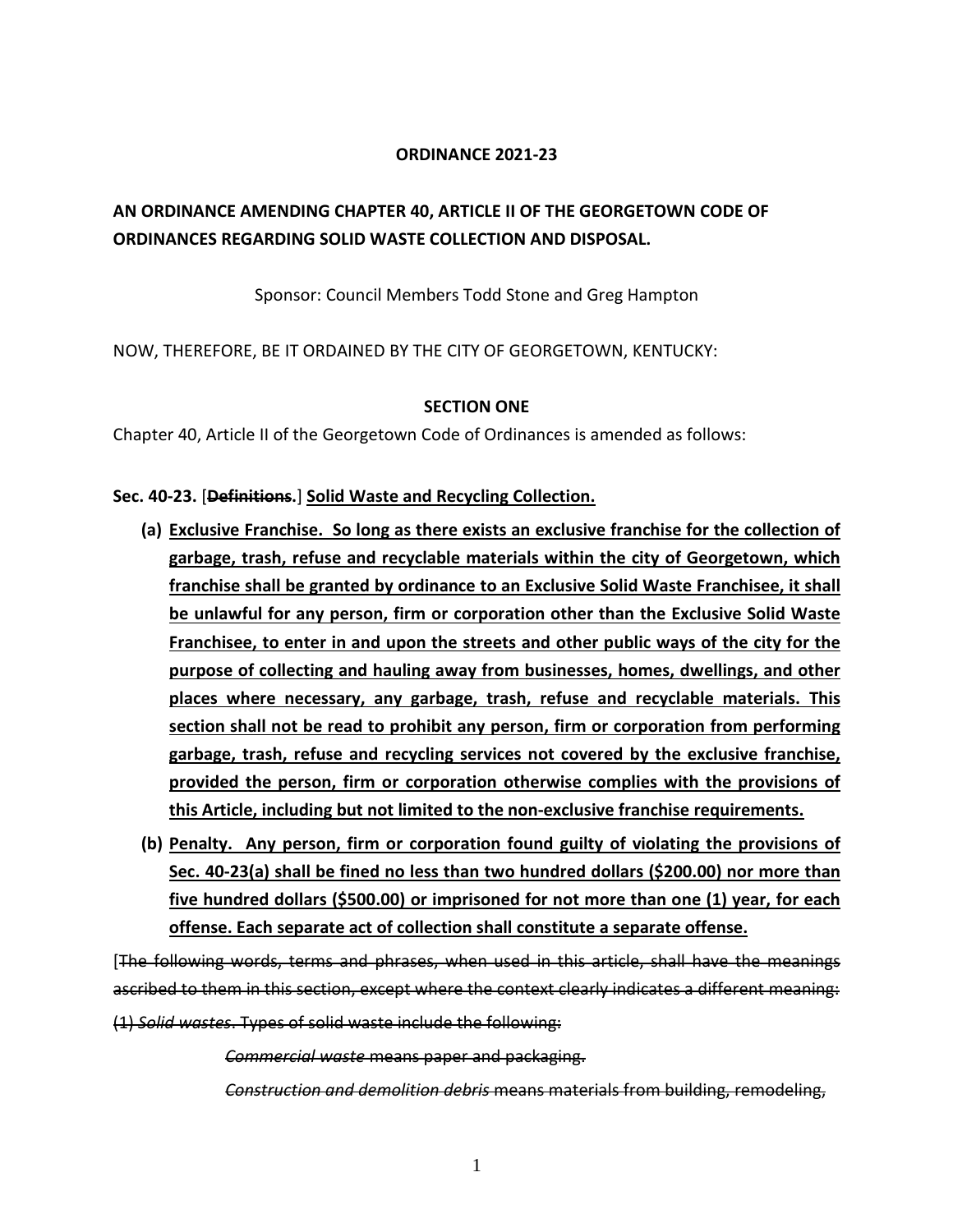**ORDINANCE 2021-23**

**AN ORDINANCE AMENDING CHAPTER 40, ARTICLE II OF THE GEORGETOWN CODE OF ORDINANCES REGARDING SOLID WASTE COLLECTION AND DISPOSAL.**

Sponsor: Council Members Todd Stone and Greg Hampton

NOW, THEREFORE, BE IT ORDAINED BY THE CITY OF GEORGETOWN, KENTUCKY:

**SECTION ONE**

Chapter 40, Article II of the Georgetown Code of Ordinances is amended as follows:

**Sec. 40-23.** [~~**Definitions.**~~] <u>**Solid Waste and Recycling Collection.**</u>

- <u>**(a) Exclusive Franchise. So long as there exists an exclusive franchise for the collection of garbage, trash, refuse and recyclable materials within the city of Georgetown, which franchise shall be granted by ordinance to an Exclusive Solid Waste Franchisee, it shall be unlawful for any person, firm or corporation other than the Exclusive Solid Waste Franchisee, to enter in and upon the streets and other public ways of the city for the purpose of collecting and hauling away from businesses, homes, dwellings, and other places where necessary, any garbage, trash, refuse and recyclable materials. This section shall not be read to prohibit any person, firm or corporation from performing garbage, trash, refuse and recycling services not covered by the exclusive franchise, provided the person, firm or corporation otherwise complies with the provisions of this Article, including but not limited to the non-exclusive franchise requirements.**</u>
- <u>**(b) Penalty. Any person, firm or corporation found guilty of violating the provisions of Sec. 40-23(a) shall be fined no less than two hundred dollars ($200.00) nor more than five hundred dollars ($500.00) or imprisoned for not more than one (1) year, for each offense. Each separate act of collection shall constitute a separate offense.**</u>

[~~The following words, terms and phrases, when used in this article, shall have the meanings ascribed to them in this section, except where the context clearly indicates a different meaning:~~

~~(1) *Solid wastes*. Types of solid waste include the following:~~

~~*Commercial waste* means paper and packaging.~~

~~*Construction and demolition debris* means materials from building, remodeling,~~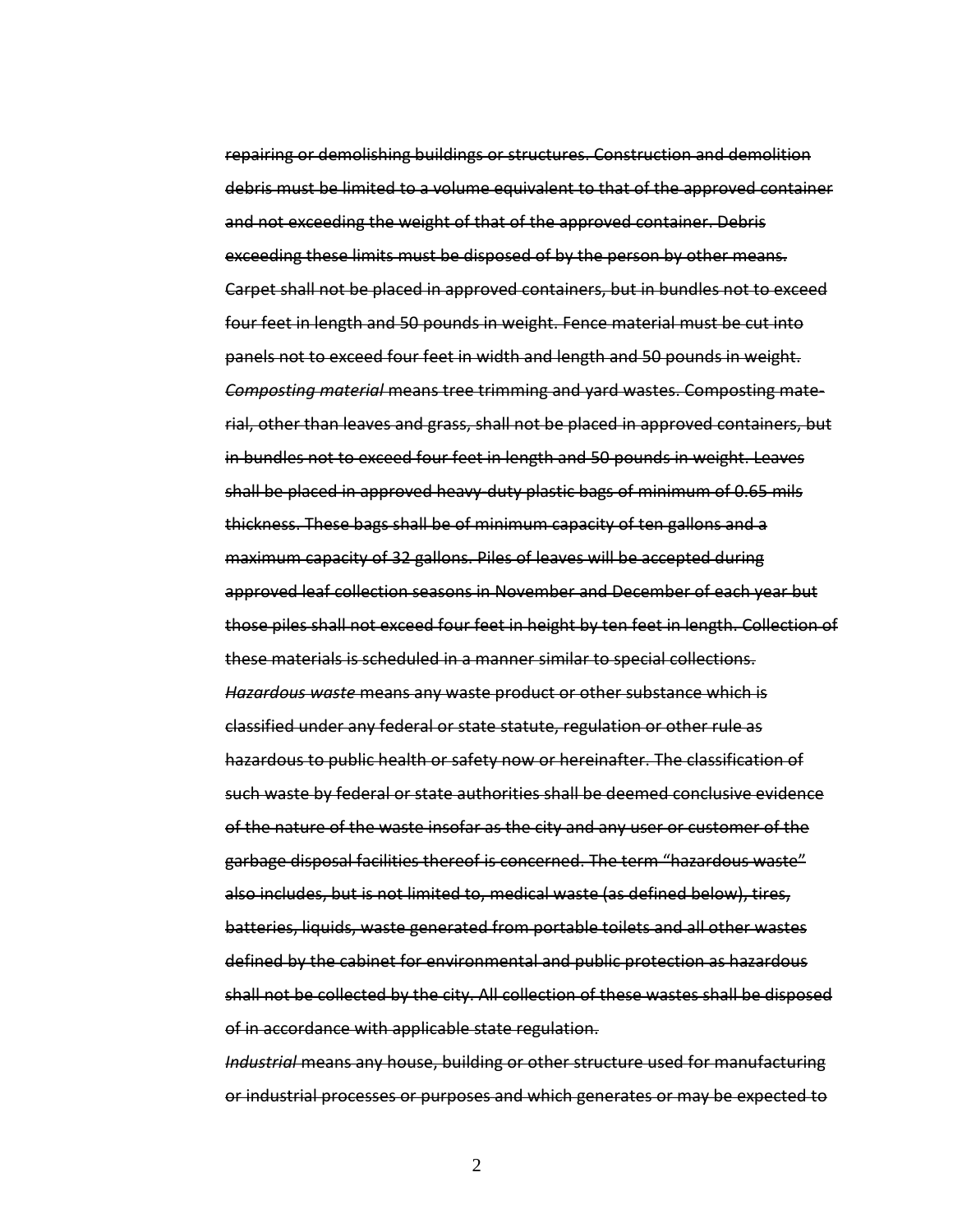~~repairing or demolishing buildings or structures. Construction and demolition debris must be limited to a volume equivalent to that of the approved container and not exceeding the weight of that of the approved container. Debris exceeding these limits must be disposed of by the person by other means. Carpet shall not be placed in approved containers, but in bundles not to exceed four feet in length and 50 pounds in weight. Fence material must be cut into panels not to exceed four feet in width and length and 50 pounds in weight.~~

~~*Composting material* means tree trimming and yard wastes. Composting material, other than leaves and grass, shall not be placed in approved containers, but in bundles not to exceed four feet in length and 50 pounds in weight. Leaves shall be placed in approved heavy-duty plastic bags of minimum of 0.65 mils thickness. These bags shall be of minimum capacity of ten gallons and a maximum capacity of 32 gallons. Piles of leaves will be accepted during approved leaf collection seasons in November and December of each year but those piles shall not exceed four feet in height by ten feet in length. Collection of these materials is scheduled in a manner similar to special collections.~~

~~*Hazardous waste* means any waste product or other substance which is classified under any federal or state statute, regulation or other rule as hazardous to public health or safety now or hereinafter. The classification of such waste by federal or state authorities shall be deemed conclusive evidence of the nature of the waste insofar as the city and any user or customer of the garbage disposal facilities thereof is concerned. The term "hazardous waste" also includes, but is not limited to, medical waste (as defined below), tires, batteries, liquids, waste generated from portable toilets and all other wastes defined by the cabinet for environmental and public protection as hazardous shall not be collected by the city. All collection of these wastes shall be disposed of in accordance with applicable state regulation.~~

~~*Industrial* means any house, building or other structure used for manufacturing or industrial processes or purposes and which generates or may be expected to~~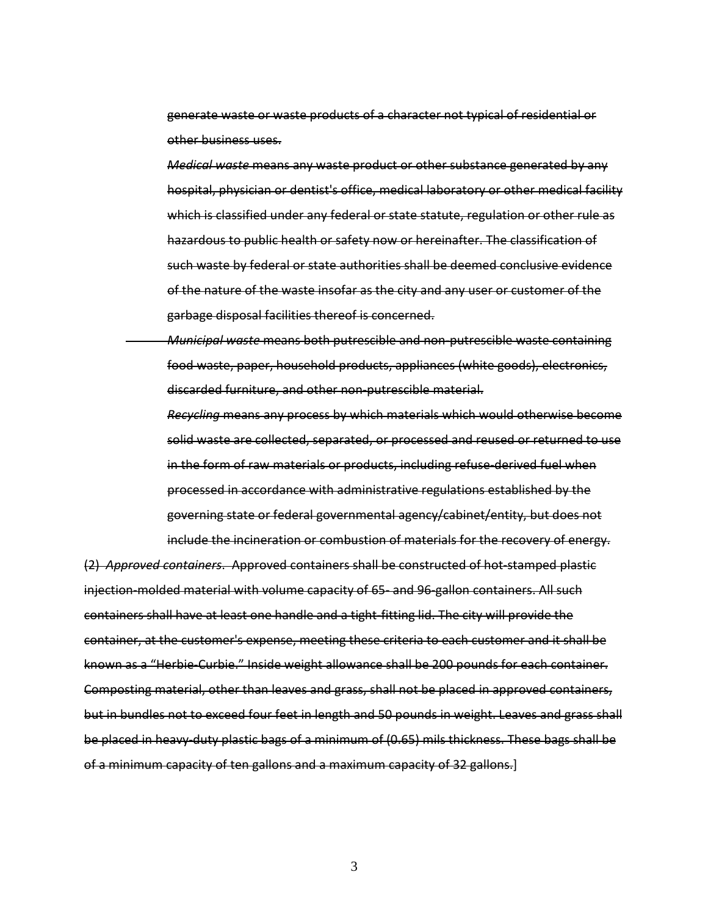~~generate waste or waste products of a character not typical of residential or other business uses.~~

~~*Medical waste* means any waste product or other substance generated by any hospital, physician or dentist's office, medical laboratory or other medical facility which is classified under any federal or state statute, regulation or other rule as hazardous to public health or safety now or hereinafter. The classification of such waste by federal or state authorities shall be deemed conclusive evidence of the nature of the waste insofar as the city and any user or customer of the garbage disposal facilities thereof is concerned.~~

~~*Municipal waste* means both putrescible and non-putrescible waste containing food waste, paper, household products, appliances (white goods), electronics, discarded furniture, and other non-putrescible material.~~

~~*Recycling* means any process by which materials which would otherwise become solid waste are collected, separated, or processed and reused or returned to use in the form of raw materials or products, including refuse-derived fuel when processed in accordance with administrative regulations established by the governing state or federal governmental agency/cabinet/entity, but does not include the incineration or combustion of materials for the recovery of energy.~~

~~(2) *Approved containers*. Approved containers shall be constructed of hot-stamped plastic injection-molded material with volume capacity of 65- and 96-gallon containers. All such containers shall have at least one handle and a tight-fitting lid. The city will provide the container, at the customer's expense, meeting these criteria to each customer and it shall be known as a "Herbie-Curbie." Inside weight allowance shall be 200 pounds for each container. Composting material, other than leaves and grass, shall not be placed in approved containers, but in bundles not to exceed four feet in length and 50 pounds in weight. Leaves and grass shall be placed in heavy-duty plastic bags of a minimum of (0.65) mils thickness. These bags shall be of a minimum capacity of ten gallons and a maximum capacity of 32 gallons.~~]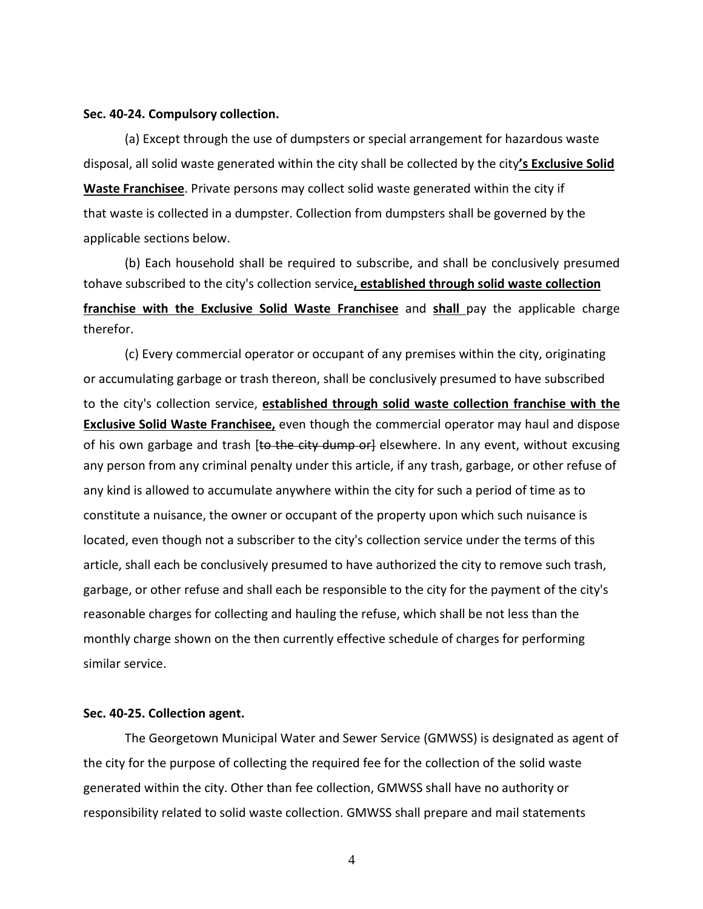**Sec. 40-24. Compulsory collection.**

(a) Except through the use of dumpsters or special arrangement for hazardous waste disposal, all solid waste generated within the city shall be collected by the city**'s Exclusive Solid Waste Franchisee**. Private persons may collect solid waste generated within the city if that waste is collected in a dumpster. Collection from dumpsters shall be governed by the applicable sections below.

(b) Each household shall be required to subscribe, and shall be conclusively presumed tohave subscribed to the city's collection service**, established through solid waste collection franchise with the Exclusive Solid Waste Franchisee** and **shall** pay the applicable charge therefor.

(c) Every commercial operator or occupant of any premises within the city, originating or accumulating garbage or trash thereon, shall be conclusively presumed to have subscribed to the city's collection service, **established through solid waste collection franchise with the Exclusive Solid Waste Franchisee,** even though the commercial operator may haul and dispose of his own garbage and trash [~~to the city dump or~~] elsewhere. In any event, without excusing any person from any criminal penalty under this article, if any trash, garbage, or other refuse of any kind is allowed to accumulate anywhere within the city for such a period of time as to constitute a nuisance, the owner or occupant of the property upon which such nuisance is located, even though not a subscriber to the city's collection service under the terms of this article, shall each be conclusively presumed to have authorized the city to remove such trash, garbage, or other refuse and shall each be responsible to the city for the payment of the city's reasonable charges for collecting and hauling the refuse, which shall be not less than the monthly charge shown on the then currently effective schedule of charges for performing similar service.

**Sec. 40-25. Collection agent.**

The Georgetown Municipal Water and Sewer Service (GMWSS) is designated as agent of the city for the purpose of collecting the required fee for the collection of the solid waste generated within the city. Other than fee collection, GMWSS shall have no authority or responsibility related to solid waste collection. GMWSS shall prepare and mail statements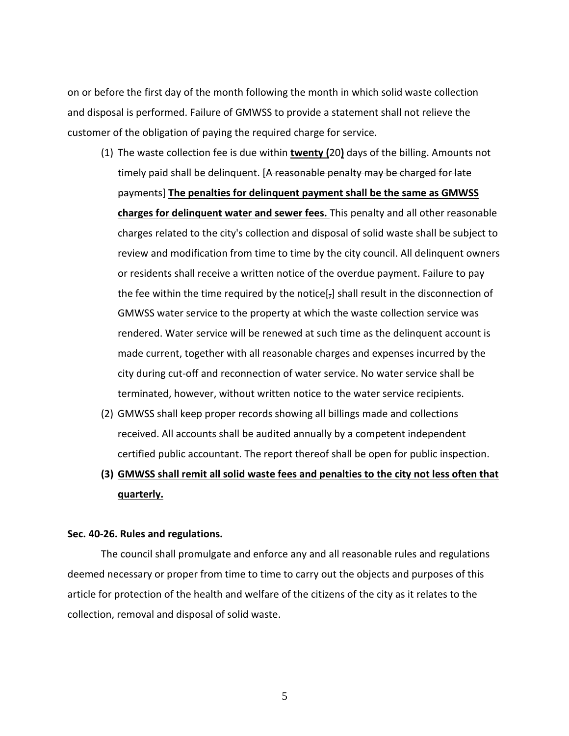on or before the first day of the month following the month in which solid waste collection and disposal is performed. Failure of GMWSS to provide a statement shall not relieve the customer of the obligation of paying the required charge for service.

(1) The waste collection fee is due within **<u>twenty (</u>**20**<u>)</u>** days of the billing. Amounts not timely paid shall be delinquent. [~~A reasonable penalty may be charged for late payments~~] **<u>The penalties for delinquent payment shall be the same as GMWSS charges for delinquent water and sewer fees.</u>** This penalty and all other reasonable charges related to the city's collection and disposal of solid waste shall be subject to review and modification from time to time by the city council. All delinquent owners or residents shall receive a written notice of the overdue payment. Failure to pay the fee within the time required by the notice[~~,~~] shall result in the disconnection of GMWSS water service to the property at which the waste collection service was rendered. Water service will be renewed at such time as the delinquent account is made current, together with all reasonable charges and expenses incurred by the city during cut-off and reconnection of water service. No water service shall be terminated, however, without written notice to the water service recipients.

(2) GMWSS shall keep proper records showing all billings made and collections received. All accounts shall be audited annually by a competent independent certified public accountant. The report thereof shall be open for public inspection.

**<u>(3) GMWSS shall remit all solid waste fees and penalties to the city not less often that quarterly.</u>**

**Sec. 40-26. Rules and regulations.**

The council shall promulgate and enforce any and all reasonable rules and regulations deemed necessary or proper from time to time to carry out the objects and purposes of this article for protection of the health and welfare of the citizens of the city as it relates to the collection, removal and disposal of solid waste.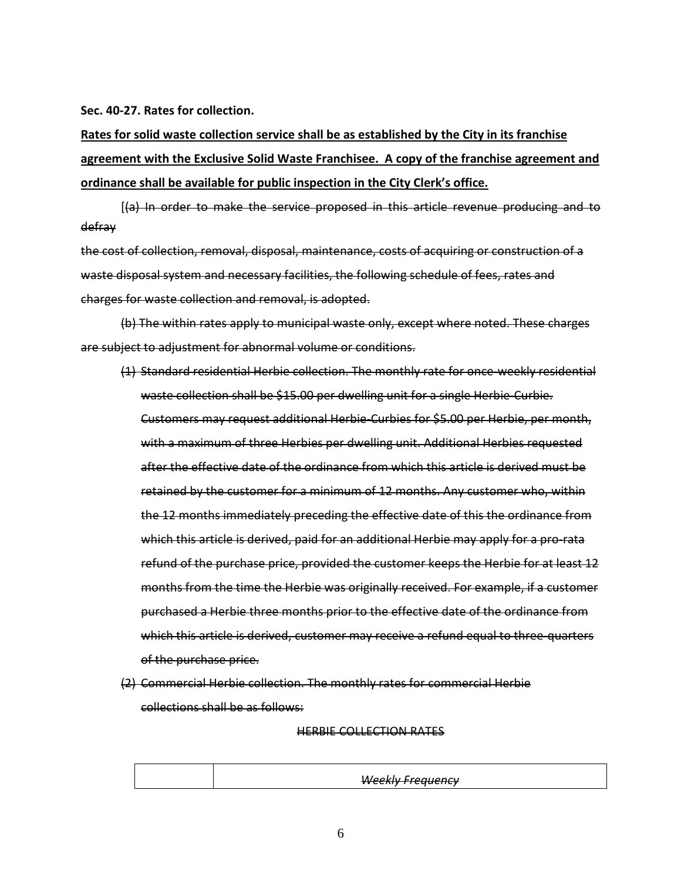**Sec. 40-27. Rates for collection.**

**<u>Rates for solid waste collection service shall be as established by the City in its franchise agreement with the Exclusive Solid Waste Franchisee. A copy of the franchise agreement and ordinance shall be available for public inspection in the City Clerk's office.</u>**

[~~(a) In order to make the service proposed in this article revenue producing and to defray the cost of collection, removal, disposal, maintenance, costs of acquiring or construction of a waste disposal system and necessary facilities, the following schedule of fees, rates and charges for waste collection and removal, is adopted.~~

~~(b) The within rates apply to municipal waste only, except where noted. These charges are subject to adjustment for abnormal volume or conditions.~~

~~(1) Standard residential Herbie collection. The monthly rate for once-weekly residential waste collection shall be $15.00 per dwelling unit for a single Herbie-Curbie. Customers may request additional Herbie-Curbies for $5.00 per Herbie, per month, with a maximum of three Herbies per dwelling unit. Additional Herbies requested after the effective date of the ordinance from which this article is derived must be retained by the customer for a minimum of 12 months. Any customer who, within the 12 months immediately preceding the effective date of this the ordinance from which this article is derived, paid for an additional Herbie may apply for a pro-rata refund of the purchase price, provided the customer keeps the Herbie for at least 12 months from the time the Herbie was originally received. For example, if a customer purchased a Herbie three months prior to the effective date of the ordinance from which this article is derived, customer may receive a refund equal to three-quarters of the purchase price.~~

~~(2) Commercial Herbie collection. The monthly rates for commercial Herbie collections shall be as follows:~~

~~HERBIE COLLECTION RATES~~

| | ~~*Weekly Frequency*~~ |
|---|---|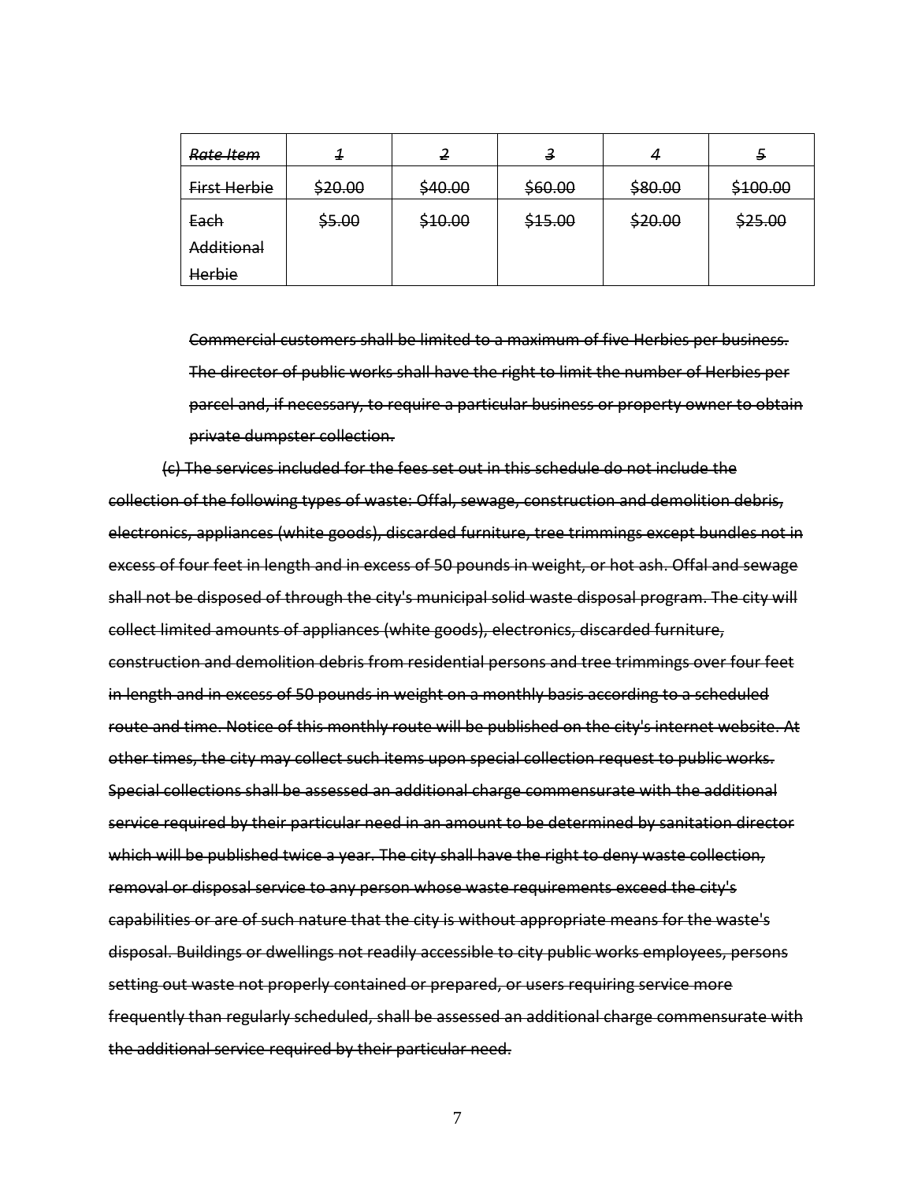| ~~*Rate Item*~~ | ~~*1*~~ | ~~*2*~~ | ~~*3*~~ | ~~*4*~~ | ~~*5*~~ |
|---|---|---|---|---|---|
| ~~First Herbie~~ | ~~$20.00~~ | ~~$40.00~~ | ~~$60.00~~ | ~~$80.00~~ | ~~$100.00~~ |
| ~~Each Additional Herbie~~ | ~~$5.00~~ | ~~$10.00~~ | ~~$15.00~~ | ~~$20.00~~ | ~~$25.00~~ |

~~Commercial customers shall be limited to a maximum of five Herbies per business. The director of public works shall have the right to limit the number of Herbies per parcel and, if necessary, to require a particular business or property owner to obtain private dumpster collection.~~

~~(c) The services included for the fees set out in this schedule do not include the collection of the following types of waste: Offal, sewage, construction and demolition debris, electronics, appliances (white goods), discarded furniture, tree trimmings except bundles not in excess of four feet in length and in excess of 50 pounds in weight, or hot ash. Offal and sewage shall not be disposed of through the city's municipal solid waste disposal program. The city will collect limited amounts of appliances (white goods), electronics, discarded furniture, construction and demolition debris from residential persons and tree trimmings over four feet in length and in excess of 50 pounds in weight on a monthly basis according to a scheduled route and time. Notice of this monthly route will be published on the city's internet website. At other times, the city may collect such items upon special collection request to public works. Special collections shall be assessed an additional charge commensurate with the additional service required by their particular need in an amount to be determined by sanitation director which will be published twice a year. The city shall have the right to deny waste collection, removal or disposal service to any person whose waste requirements exceed the city's capabilities or are of such nature that the city is without appropriate means for the waste's disposal. Buildings or dwellings not readily accessible to city public works employees, persons setting out waste not properly contained or prepared, or users requiring service more frequently than regularly scheduled, shall be assessed an additional charge commensurate with the additional service required by their particular need.~~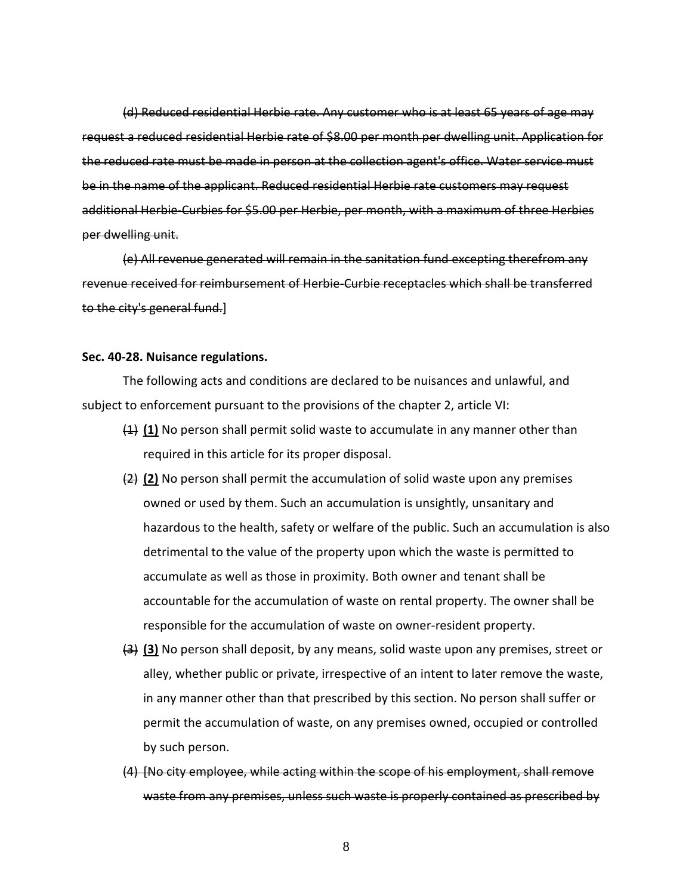~~(d) Reduced residential Herbie rate. Any customer who is at least 65 years of age may request a reduced residential Herbie rate of $8.00 per month per dwelling unit. Application for the reduced rate must be made in person at the collection agent's office. Water service must be in the name of the applicant. Reduced residential Herbie rate customers may request additional Herbie-Curbies for $5.00 per Herbie, per month, with a maximum of three Herbies per dwelling unit.~~

~~(e) All revenue generated will remain in the sanitation fund excepting therefrom any revenue received for reimbursement of Herbie-Curbie receptacles which shall be transferred to the city's general fund.~~]

**Sec. 40-28. Nuisance regulations.**

The following acts and conditions are declared to be nuisances and unlawful, and subject to enforcement pursuant to the provisions of the chapter 2, article VI:

~~(1)~~ **(1)** No person shall permit solid waste to accumulate in any manner other than required in this article for its proper disposal.

~~(2)~~ **(2)** No person shall permit the accumulation of solid waste upon any premises owned or used by them. Such an accumulation is unsightly, unsanitary and hazardous to the health, safety or welfare of the public. Such an accumulation is also detrimental to the value of the property upon which the waste is permitted to accumulate as well as those in proximity. Both owner and tenant shall be accountable for the accumulation of waste on rental property. The owner shall be responsible for the accumulation of waste on owner-resident property.

~~(3)~~ **(3)** No person shall deposit, by any means, solid waste upon any premises, street or alley, whether public or private, irrespective of an intent to later remove the waste, in any manner other than that prescribed by this section. No person shall suffer or permit the accumulation of waste, on any premises owned, occupied or controlled by such person.

~~(4) [No city employee, while acting within the scope of his employment, shall remove waste from any premises, unless such waste is properly contained as prescribed by~~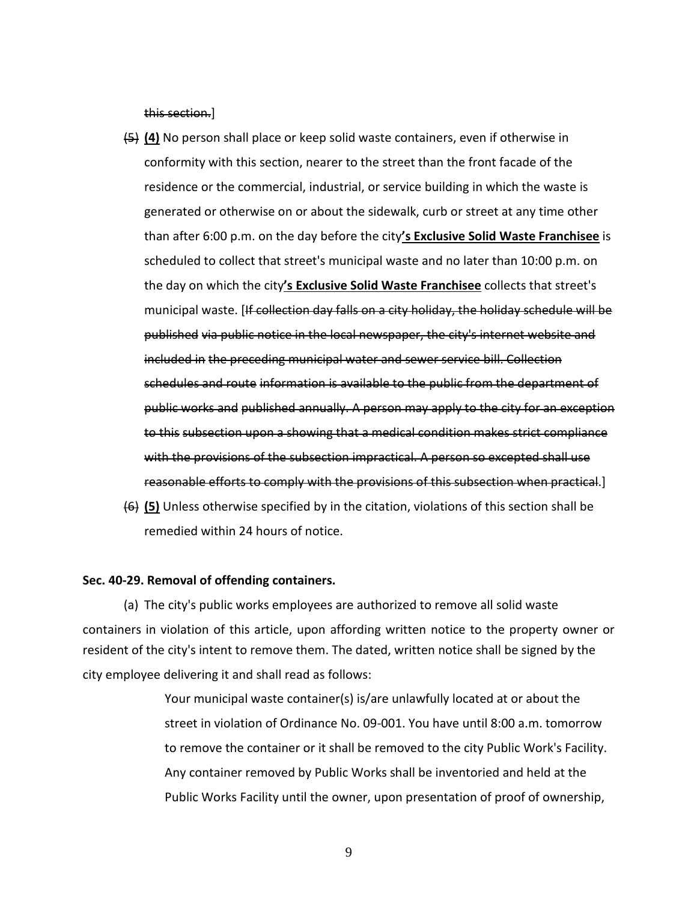~~this section.~~]

~~(5)~~ **(4)** No person shall place or keep solid waste containers, even if otherwise in conformity with this section, nearer to the street than the front facade of the residence or the commercial, industrial, or service building in which the waste is generated or otherwise on or about the sidewalk, curb or street at any time other than after 6:00 p.m. on the day before the city**'s Exclusive Solid Waste Franchisee** is scheduled to collect that street's municipal waste and no later than 10:00 p.m. on the day on which the city**'s Exclusive Solid Waste Franchisee** collects that street's municipal waste. [~~If collection day falls on a city holiday, the holiday schedule will be published via public notice in the local newspaper, the city's internet website and included in the preceding municipal water and sewer service bill. Collection schedules and route information is available to the public from the department of public works and published annually. A person may apply to the city for an exception to this subsection upon a showing that a medical condition makes strict compliance with the provisions of the subsection impractical. A person so excepted shall use reasonable efforts to comply with the provisions of this subsection when practical.~~]

~~(6)~~ **(5)** Unless otherwise specified by in the citation, violations of this section shall be remedied within 24 hours of notice.

**Sec. 40-29. Removal of offending containers.**

(a) The city's public works employees are authorized to remove all solid waste containers in violation of this article, upon affording written notice to the property owner or resident of the city's intent to remove them. The dated, written notice shall be signed by the city employee delivering it and shall read as follows:

> Your municipal waste container(s) is/are unlawfully located at or about the street in violation of Ordinance No. 09-001. You have until 8:00 a.m. tomorrow to remove the container or it shall be removed to the city Public Work's Facility. Any container removed by Public Works shall be inventoried and held at the Public Works Facility until the owner, upon presentation of proof of ownership,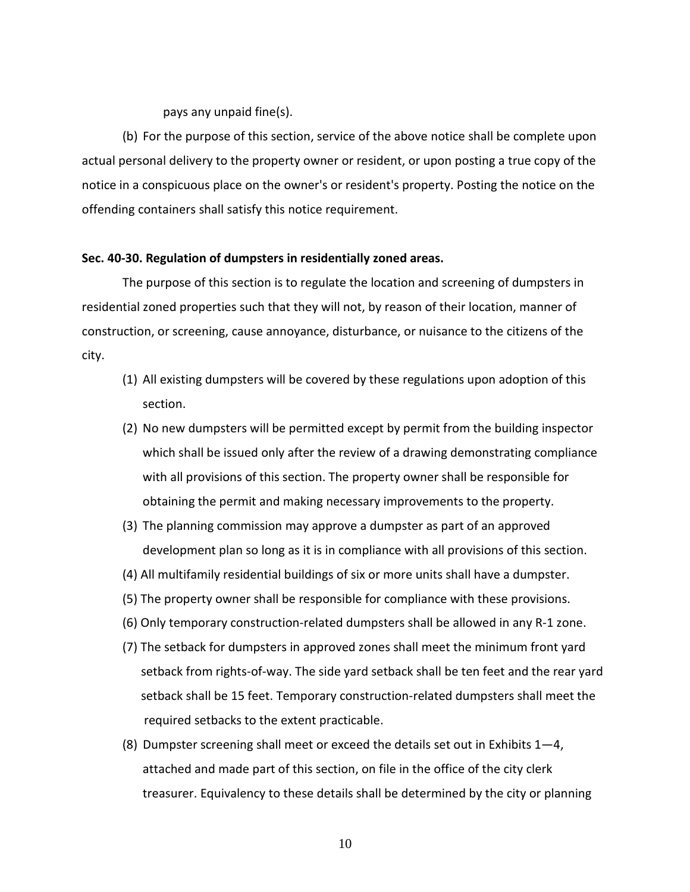pays any unpaid fine(s).

(b) For the purpose of this section, service of the above notice shall be complete upon actual personal delivery to the property owner or resident, or upon posting a true copy of the notice in a conspicuous place on the owner's or resident's property. Posting the notice on the offending containers shall satisfy this notice requirement.

**Sec. 40-30. Regulation of dumpsters in residentially zoned areas.**

The purpose of this section is to regulate the location and screening of dumpsters in residential zoned properties such that they will not, by reason of their location, manner of construction, or screening, cause annoyance, disturbance, or nuisance to the citizens of the city.

(1) All existing dumpsters will be covered by these regulations upon adoption of this section.

(2) No new dumpsters will be permitted except by permit from the building inspector which shall be issued only after the review of a drawing demonstrating compliance with all provisions of this section. The property owner shall be responsible for obtaining the permit and making necessary improvements to the property.

(3) The planning commission may approve a dumpster as part of an approved development plan so long as it is in compliance with all provisions of this section.

(4) All multifamily residential buildings of six or more units shall have a dumpster.

(5) The property owner shall be responsible for compliance with these provisions.

(6) Only temporary construction-related dumpsters shall be allowed in any R-1 zone.

(7) The setback for dumpsters in approved zones shall meet the minimum front yard setback from rights-of-way. The side yard setback shall be ten feet and the rear yard setback shall be 15 feet. Temporary construction-related dumpsters shall meet the required setbacks to the extent practicable.

(8) Dumpster screening shall meet or exceed the details set out in Exhibits 1—4, attached and made part of this section, on file in the office of the city clerk treasurer. Equivalency to these details shall be determined by the city or planning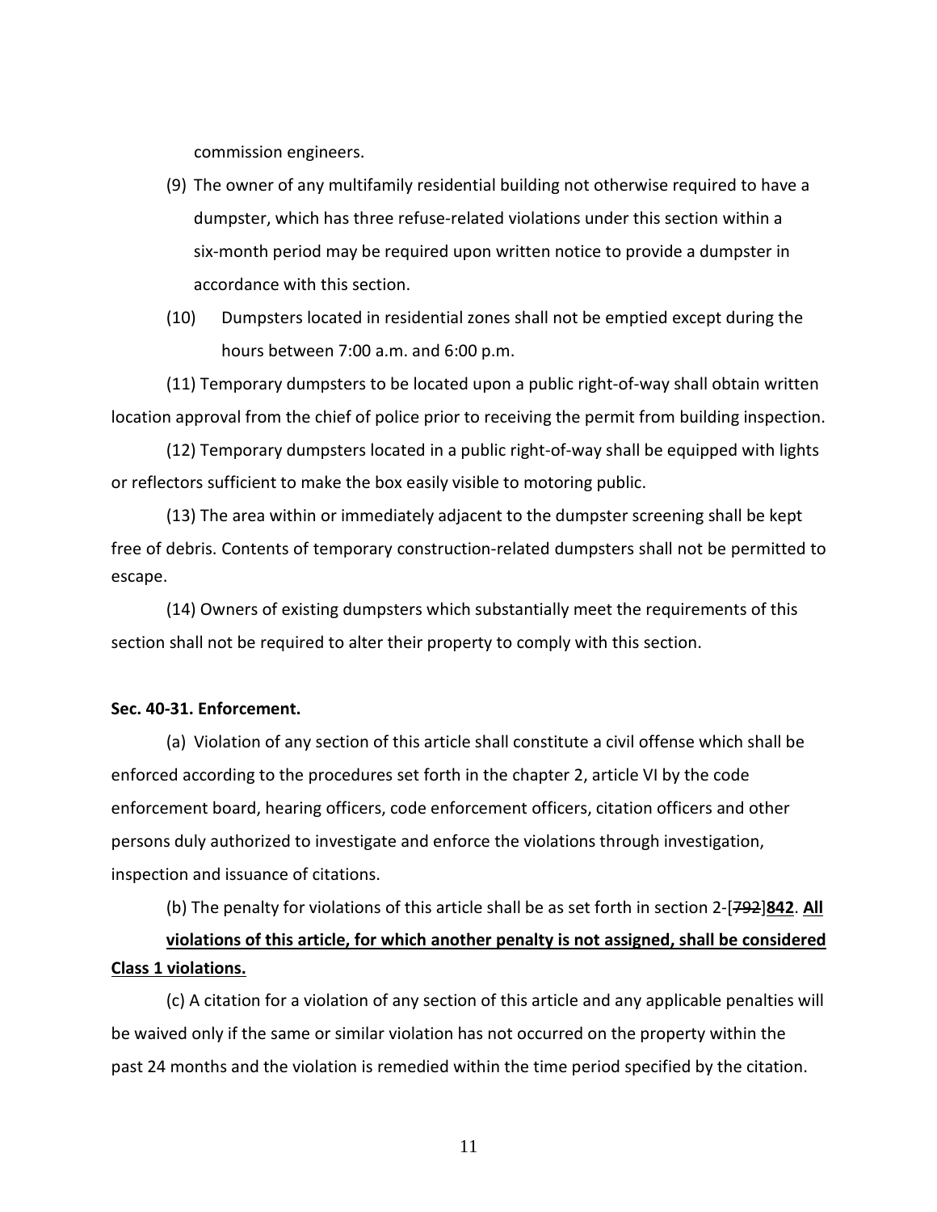commission engineers.

(9) The owner of any multifamily residential building not otherwise required to have a dumpster, which has three refuse-related violations under this section within a six-month period may be required upon written notice to provide a dumpster in accordance with this section.

(10) Dumpsters located in residential zones shall not be emptied except during the hours between 7:00 a.m. and 6:00 p.m.

(11) Temporary dumpsters to be located upon a public right-of-way shall obtain written location approval from the chief of police prior to receiving the permit from building inspection.

(12) Temporary dumpsters located in a public right-of-way shall be equipped with lights or reflectors sufficient to make the box easily visible to motoring public.

(13) The area within or immediately adjacent to the dumpster screening shall be kept free of debris. Contents of temporary construction-related dumpsters shall not be permitted to escape.

(14) Owners of existing dumpsters which substantially meet the requirements of this section shall not be required to alter their property to comply with this section.

**Sec. 40-31. Enforcement.**

(a) Violation of any section of this article shall constitute a civil offense which shall be enforced according to the procedures set forth in the chapter 2, article VI by the code enforcement board, hearing officers, code enforcement officers, citation officers and other persons duly authorized to investigate and enforce the violations through investigation, inspection and issuance of citations.

(b) The penalty for violations of this article shall be as set forth in section 2-[~~792~~]**842**. **<u>All violations of this article, for which another penalty is not assigned, shall be considered Class 1 violations.</u>**

(c) A citation for a violation of any section of this article and any applicable penalties will be waived only if the same or similar violation has not occurred on the property within the past 24 months and the violation is remedied within the time period specified by the citation.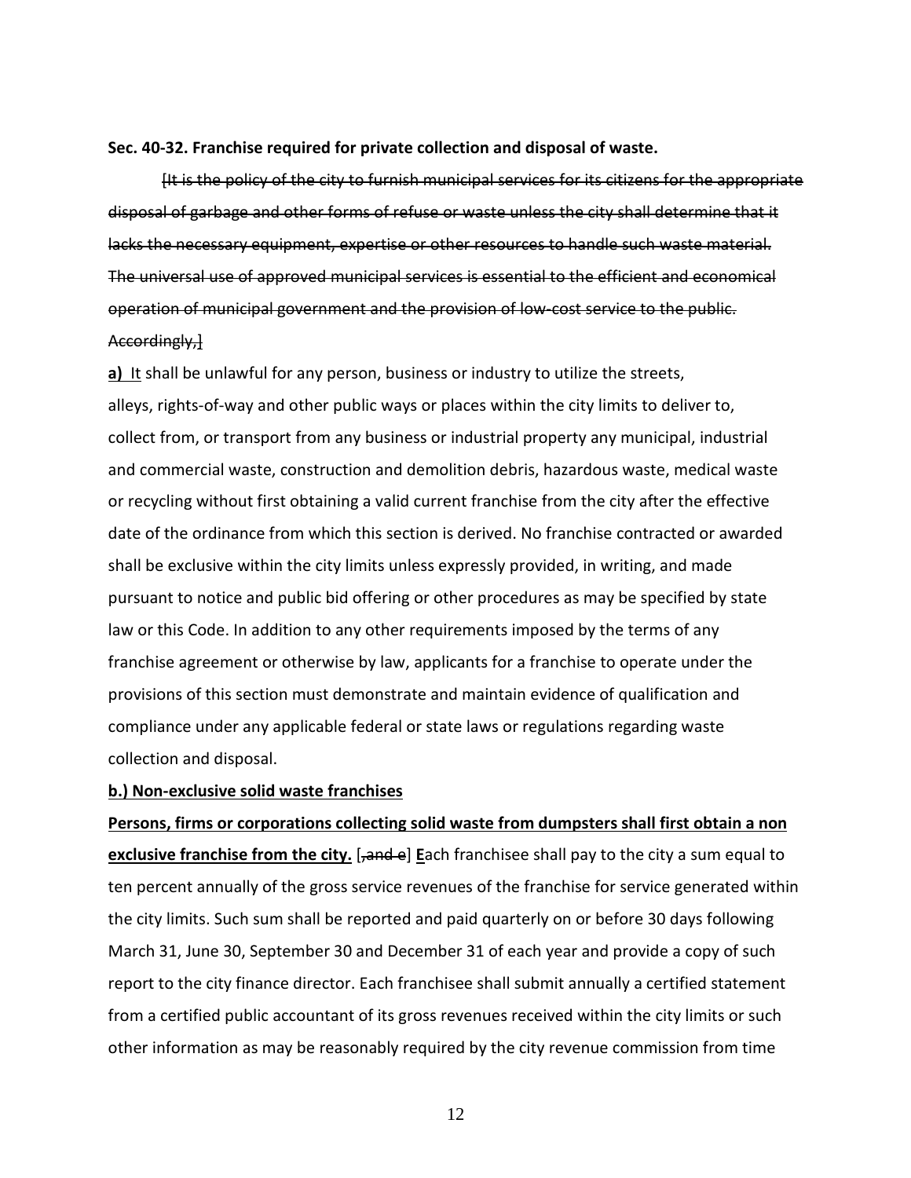**Sec. 40-32. Franchise required for private collection and disposal of waste.**

~~[It is the policy of the city to furnish municipal services for its citizens for the appropriate disposal of garbage and other forms of refuse or waste unless the city shall determine that it lacks the necessary equipment, expertise or other resources to handle such waste material. The universal use of approved municipal services is essential to the efficient and economical operation of municipal government and the provision of low-cost service to the public. Accordingly,]~~

**a)** It shall be unlawful for any person, business or industry to utilize the streets, alleys, rights-of-way and other public ways or places within the city limits to deliver to, collect from, or transport from any business or industrial property any municipal, industrial and commercial waste, construction and demolition debris, hazardous waste, medical waste or recycling without first obtaining a valid current franchise from the city after the effective date of the ordinance from which this section is derived. No franchise contracted or awarded shall be exclusive within the city limits unless expressly provided, in writing, and made pursuant to notice and public bid offering or other procedures as may be specified by state law or this Code. In addition to any other requirements imposed by the terms of any franchise agreement or otherwise by law, applicants for a franchise to operate under the provisions of this section must demonstrate and maintain evidence of qualification and compliance under any applicable federal or state laws or regulations regarding waste collection and disposal.

**b.) Non-exclusive solid waste franchises**

**Persons, firms or corporations collecting solid waste from dumpsters shall first obtain a non exclusive franchise from the city.** [~~, and e~~] **E**ach franchisee shall pay to the city a sum equal to ten percent annually of the gross service revenues of the franchise for service generated within the city limits. Such sum shall be reported and paid quarterly on or before 30 days following March 31, June 30, September 30 and December 31 of each year and provide a copy of such report to the city finance director. Each franchisee shall submit annually a certified statement from a certified public accountant of its gross revenues received within the city limits or such other information as may be reasonably required by the city revenue commission from time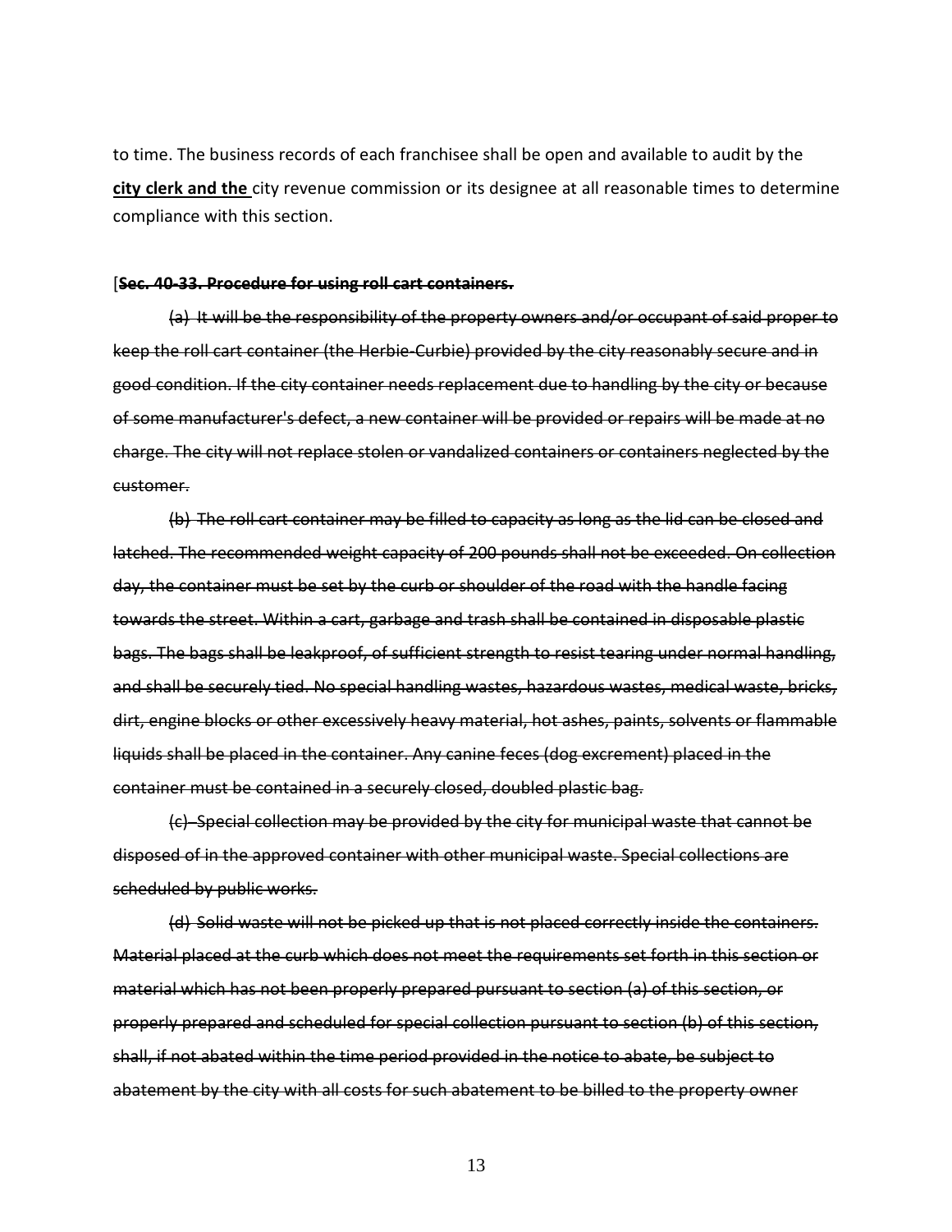to time. The business records of each franchisee shall be open and available to audit by the **<u>city clerk and the</u>** city revenue commission or its designee at all reasonable times to determine compliance with this section.

[~~**Sec. 40-33. Procedure for using roll cart containers.**~~

~~(a) It will be the responsibility of the property owners and/or occupant of said proper to keep the roll cart container (the Herbie-Curbie) provided by the city reasonably secure and in good condition. If the city container needs replacement due to handling by the city or because of some manufacturer's defect, a new container will be provided or repairs will be made at no charge. The city will not replace stolen or vandalized containers or containers neglected by the customer.~~

~~(b) The roll cart container may be filled to capacity as long as the lid can be closed and latched. The recommended weight capacity of 200 pounds shall not be exceeded. On collection day, the container must be set by the curb or shoulder of the road with the handle facing towards the street. Within a cart, garbage and trash shall be contained in disposable plastic bags. The bags shall be leakproof, of sufficient strength to resist tearing under normal handling, and shall be securely tied. No special handling wastes, hazardous wastes, medical waste, bricks, dirt, engine blocks or other excessively heavy material, hot ashes, paints, solvents or flammable liquids shall be placed in the container. Any canine feces (dog excrement) placed in the container must be contained in a securely closed, doubled plastic bag.~~

~~(c) Special collection may be provided by the city for municipal waste that cannot be disposed of in the approved container with other municipal waste. Special collections are scheduled by public works.~~

~~(d) Solid waste will not be picked up that is not placed correctly inside the containers. Material placed at the curb which does not meet the requirements set forth in this section or material which has not been properly prepared pursuant to section (a) of this section, or properly prepared and scheduled for special collection pursuant to section (b) of this section, shall, if not abated within the time period provided in the notice to abate, be subject to abatement by the city with all costs for such abatement to be billed to the property owner~~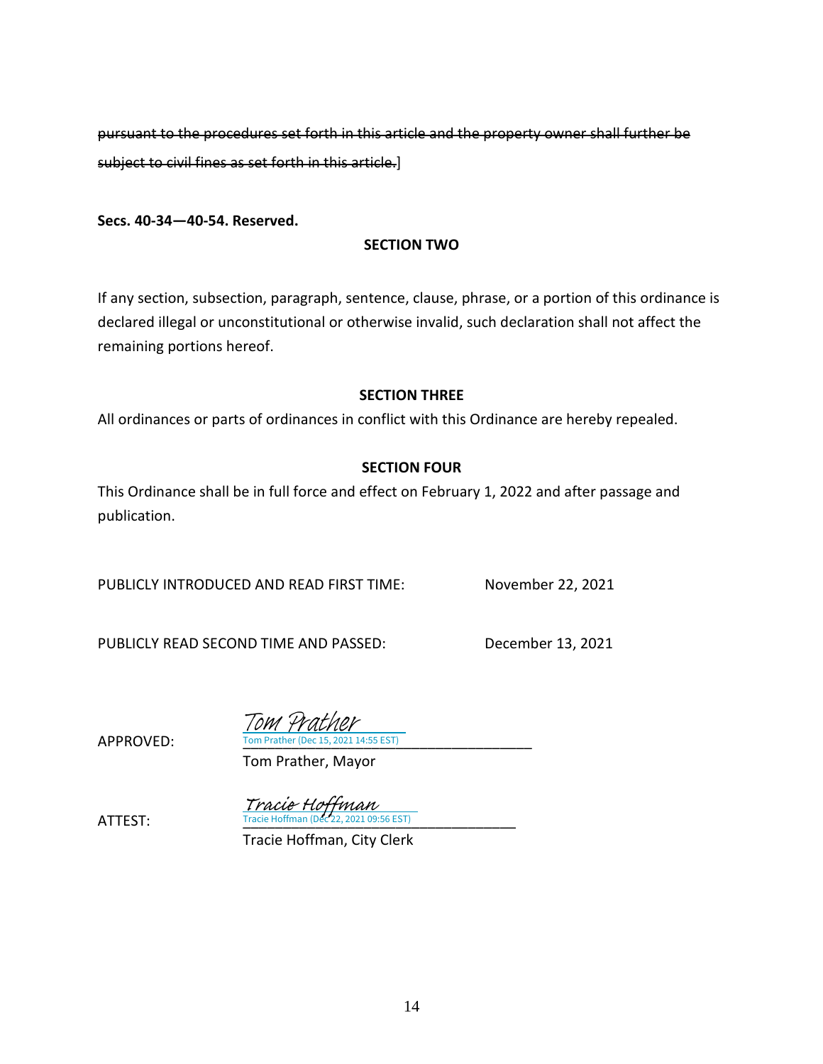~~pursuant to the procedures set forth in this article and the property owner shall further be subject to civil fines as set forth in this article.~~]

**Secs. 40-34—40-54. Reserved.**

**SECTION TWO**

If any section, subsection, paragraph, sentence, clause, phrase, or a portion of this ordinance is declared illegal or unconstitutional or otherwise invalid, such declaration shall not affect the remaining portions hereof.

**SECTION THREE**

All ordinances or parts of ordinances in conflict with this Ordinance are hereby repealed.

**SECTION FOUR**

This Ordinance shall be in full force and effect on February 1, 2022 and after passage and publication.

PUBLICLY INTRODUCED AND READ FIRST TIME: November 22, 2021

PUBLICLY READ SECOND TIME AND PASSED: December 13, 2021

APPROVED: Tom Prather
Tom Prather (Dec 15, 2021 14:55 EST)
Tom Prather, Mayor

ATTEST: Tracie Hoffman
Tracie Hoffman (Dec 22, 2021 09:56 EST)
Tracie Hoffman, City Clerk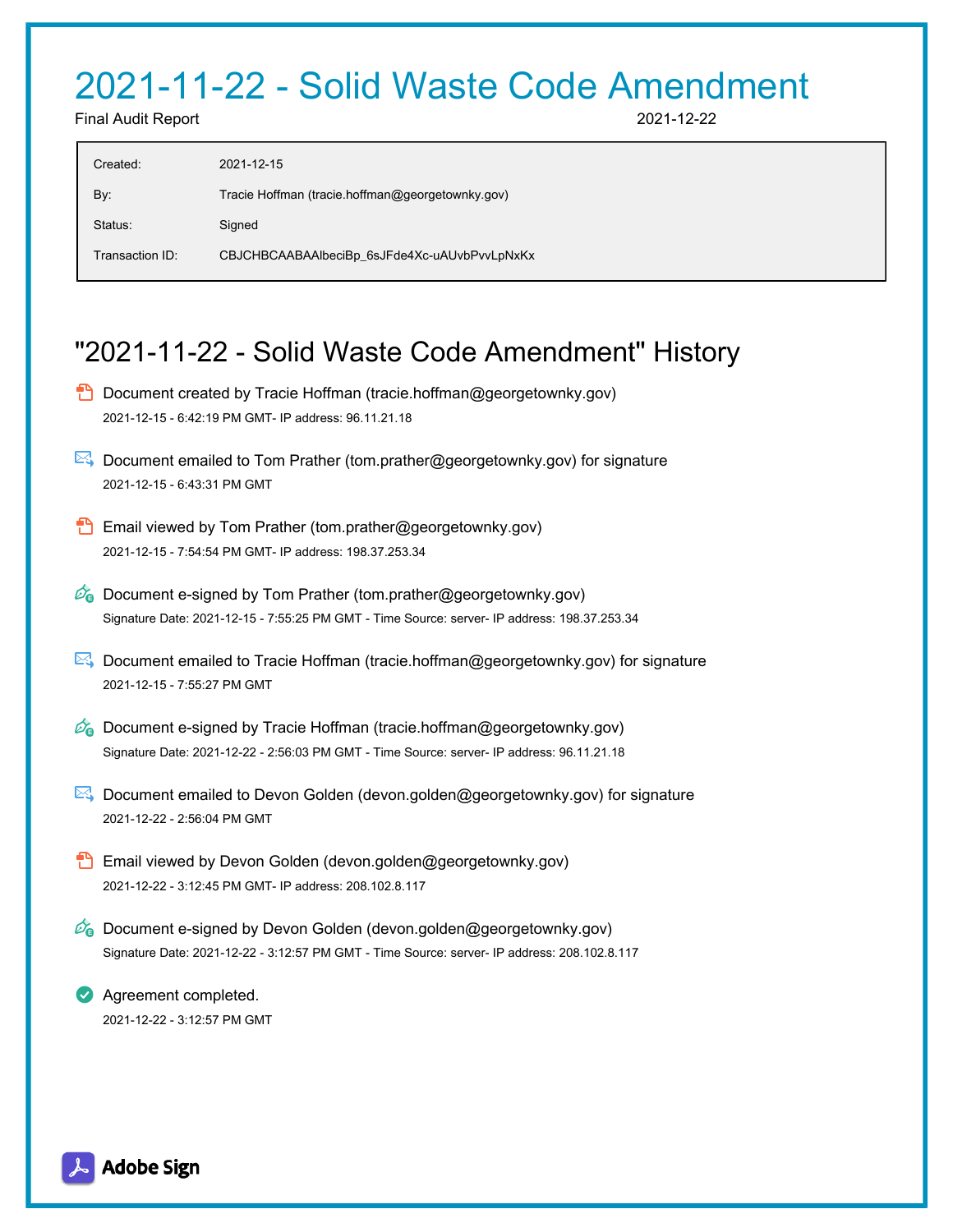# 2021-11-22 - Solid Waste Code Amendment

Final Audit Report 2021-12-22

| | |
|---|---|
| Created: | 2021-12-15 |
| By: | Tracie Hoffman (tracie.hoffman@georgetownky.gov) |
| Status: | Signed |
| Transaction ID: | CBJCHBCAABAAlbeciBp_6sJFde4Xc-uAUvbPvvLpNxKx |

## "2021-11-22 - Solid Waste Code Amendment" History

- Document created by Tracie Hoffman (tracie.hoffman@georgetownky.gov)
  2021-12-15 - 6:42:19 PM GMT- IP address: 96.11.21.18

- Document emailed to Tom Prather (tom.prather@georgetownky.gov) for signature
  2021-12-15 - 6:43:31 PM GMT

- Email viewed by Tom Prather (tom.prather@georgetownky.gov)
  2021-12-15 - 7:54:54 PM GMT- IP address: 198.37.253.34

- Document e-signed by Tom Prather (tom.prather@georgetownky.gov)
  Signature Date: 2021-12-15 - 7:55:25 PM GMT - Time Source: server- IP address: 198.37.253.34

- Document emailed to Tracie Hoffman (tracie.hoffman@georgetownky.gov) for signature
  2021-12-15 - 7:55:27 PM GMT

- Document e-signed by Tracie Hoffman (tracie.hoffman@georgetownky.gov)
  Signature Date: 2021-12-22 - 2:56:03 PM GMT - Time Source: server- IP address: 96.11.21.18

- Document emailed to Devon Golden (devon.golden@georgetownky.gov) for signature
  2021-12-22 - 2:56:04 PM GMT

- Email viewed by Devon Golden (devon.golden@georgetownky.gov)
  2021-12-22 - 3:12:45 PM GMT- IP address: 208.102.8.117

- Document e-signed by Devon Golden (devon.golden@georgetownky.gov)
  Signature Date: 2021-12-22 - 3:12:57 PM GMT - Time Source: server- IP address: 208.102.8.117

- Agreement completed.
  2021-12-22 - 3:12:57 PM GMT

Adobe Sign